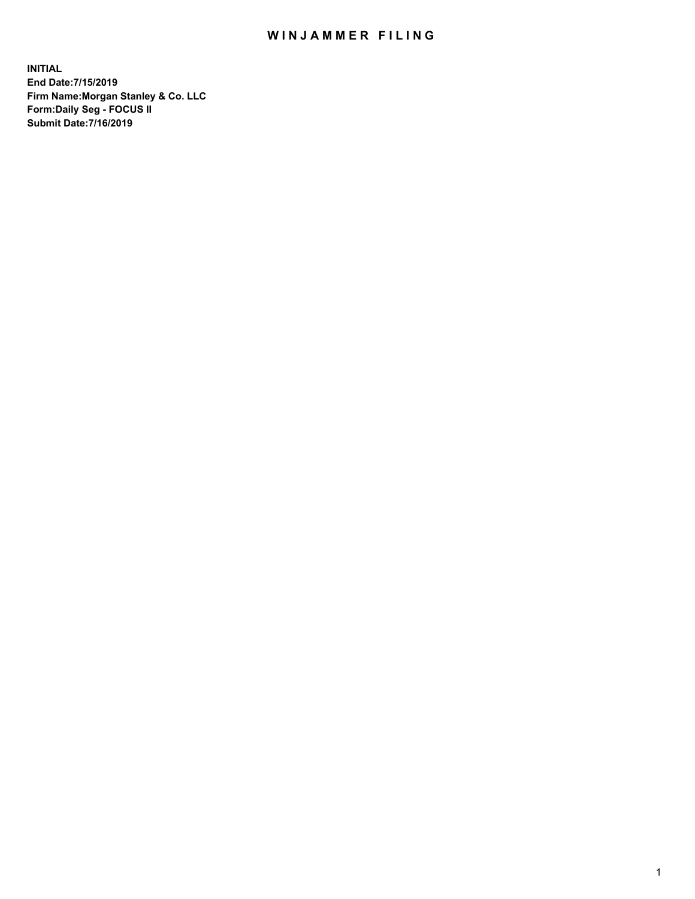# WINJAMMER FILING

**INITIAL**
**End Date:7/15/2019**
**Firm Name:Morgan Stanley & Co. LLC**
**Form:Daily Seg - FOCUS II**
**Submit Date:7/16/2019**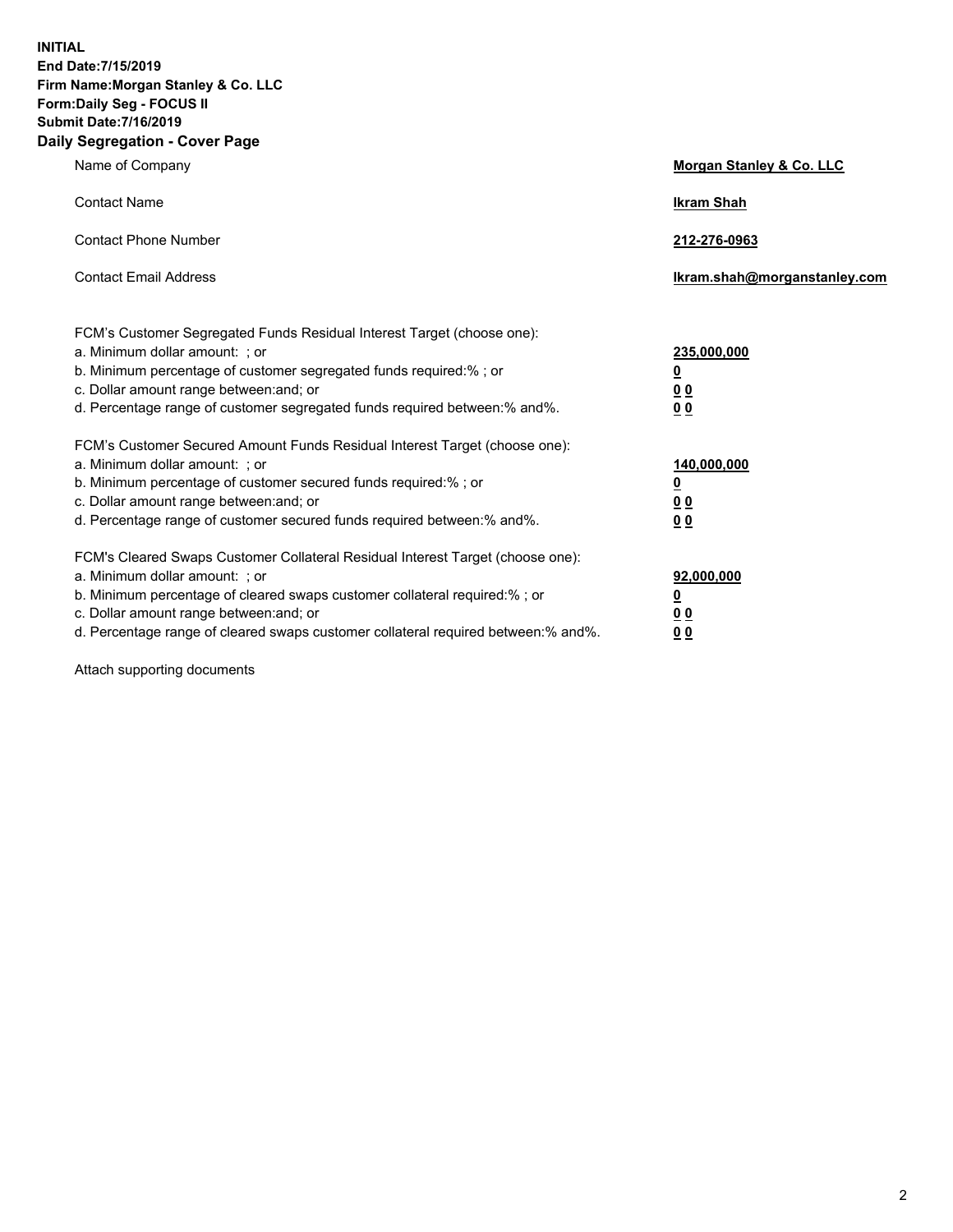**INITIAL**
**End Date:7/15/2019**
**Firm Name:Morgan Stanley & Co. LLC**
**Form:Daily Seg - FOCUS II**
**Submit Date:7/16/2019**

## Daily Segregation - Cover Page

| | |
|---|---|
| Name of Company | **Morgan Stanley & Co. LLC** |
| Contact Name | **Ikram Shah** |
| Contact Phone Number | **212-276-0963** |
| Contact Email Address | **Ikram.shah@morganstanley.com** |

| | |
|---|---|
| FCM's Customer Segregated Funds Residual Interest Target (choose one): | |
| a. Minimum dollar amount: ; or | **235,000,000** |
| b. Minimum percentage of customer segregated funds required:% ; or | **0** |
| c. Dollar amount range between:and; or | **0 0** |
| d. Percentage range of customer segregated funds required between:% and%. | **0 0** |
| FCM's Customer Secured Amount Funds Residual Interest Target (choose one): | |
| a. Minimum dollar amount: ; or | **140,000,000** |
| b. Minimum percentage of customer secured funds required:% ; or | **0** |
| c. Dollar amount range between:and; or | **0 0** |
| d. Percentage range of customer secured funds required between:% and%. | **0 0** |
| FCM's Cleared Swaps Customer Collateral Residual Interest Target (choose one): | |
| a. Minimum dollar amount: ; or | **92,000,000** |
| b. Minimum percentage of cleared swaps customer collateral required:% ; or | **0** |
| c. Dollar amount range between:and; or | **0 0** |
| d. Percentage range of cleared swaps customer collateral required between:% and%. | **0 0** |

Attach supporting documents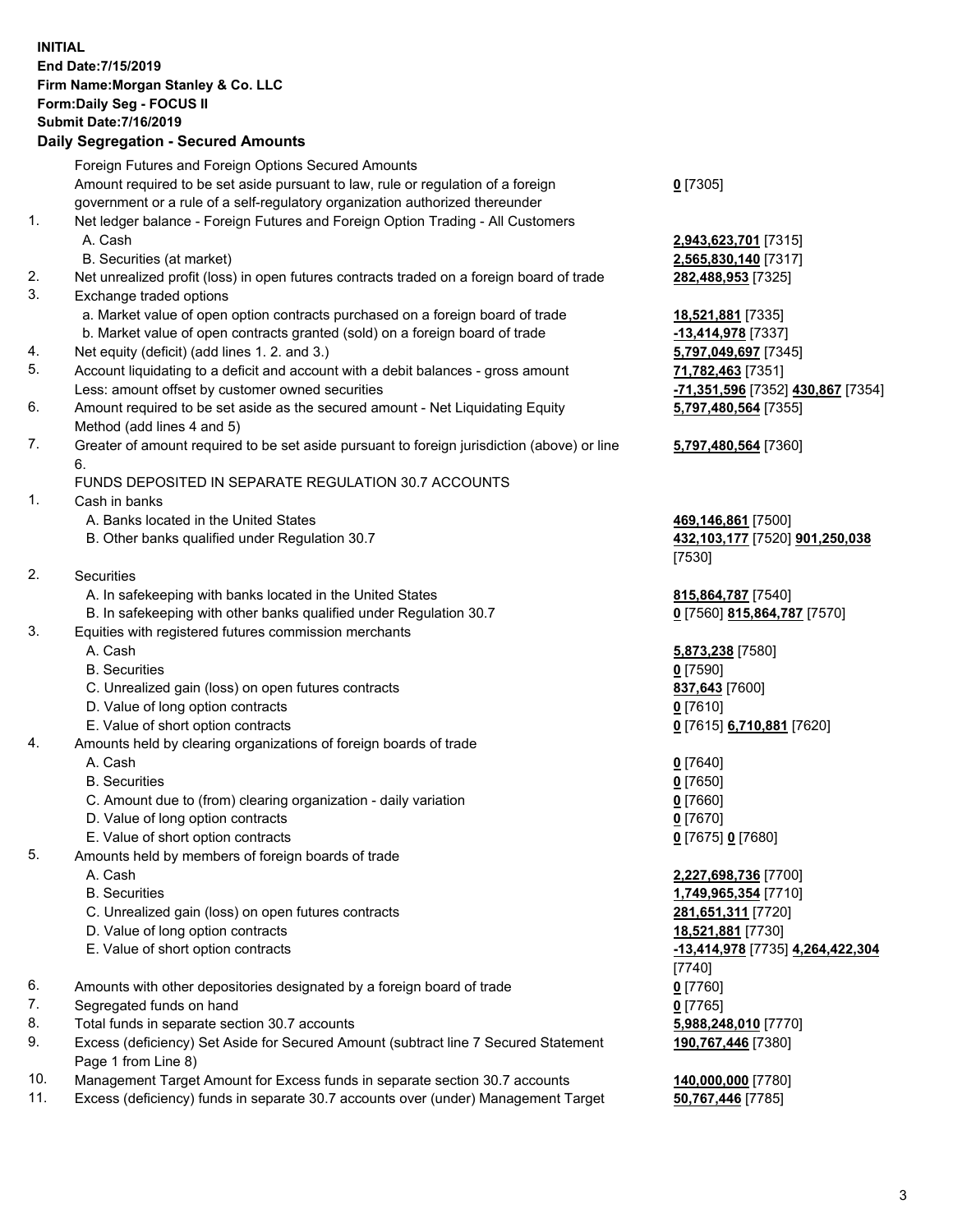**INITIAL**
**End Date:7/15/2019**
**Firm Name:Morgan Stanley & Co. LLC**
**Form:Daily Seg - FOCUS II**
**Submit Date:7/16/2019**

## Daily Segregation - Secured Amounts

| | | |
|---|---|---|
| | Foreign Futures and Foreign Options Secured Amounts | |
| | Amount required to be set aside pursuant to law, rule or regulation of a foreign government or a rule of a self-regulatory organization authorized thereunder | **0** [7305] |
| 1. | Net ledger balance - Foreign Futures and Foreign Option Trading - All Customers | |
| | A. Cash | **2,943,623,701** [7315] |
| | B. Securities (at market) | **2,565,830,140** [7317] |
| 2. | Net unrealized profit (loss) in open futures contracts traded on a foreign board of trade | **282,488,953** [7325] |
| 3. | Exchange traded options | |
| | a. Market value of open option contracts purchased on a foreign board of trade | **18,521,881** [7335] |
| | b. Market value of open contracts granted (sold) on a foreign board of trade | **-13,414,978** [7337] |
| 4. | Net equity (deficit) (add lines 1. 2. and 3.) | **5,797,049,697** [7345] |
| 5. | Account liquidating to a deficit and account with a debit balances - gross amount | **71,782,463** [7351] |
| | Less: amount offset by customer owned securities | **-71,351,596** [7352] **430,867** [7354] |
| 6. | Amount required to be set aside as the secured amount - Net Liquidating Equity Method (add lines 4 and 5) | **5,797,480,564** [7355] |
| 7. | Greater of amount required to be set aside pursuant to foreign jurisdiction (above) or line 6. | **5,797,480,564** [7360] |
| | FUNDS DEPOSITED IN SEPARATE REGULATION 30.7 ACCOUNTS | |
| 1. | Cash in banks | |
| | A. Banks located in the United States | **469,146,861** [7500] |
| | B. Other banks qualified under Regulation 30.7 | **432,103,177** [7520] **901,250,038** [7530] |
| 2. | Securities | |
| | A. In safekeeping with banks located in the United States | **815,864,787** [7540] |
| | B. In safekeeping with other banks qualified under Regulation 30.7 | **0** [7560] **815,864,787** [7570] |
| 3. | Equities with registered futures commission merchants | |
| | A. Cash | **5,873,238** [7580] |
| | B. Securities | **0** [7590] |
| | C. Unrealized gain (loss) on open futures contracts | **837,643** [7600] |
| | D. Value of long option contracts | **0** [7610] |
| | E. Value of short option contracts | **0** [7615] **6,710,881** [7620] |
| 4. | Amounts held by clearing organizations of foreign boards of trade | |
| | A. Cash | **0** [7640] |
| | B. Securities | **0** [7650] |
| | C. Amount due to (from) clearing organization - daily variation | **0** [7660] |
| | D. Value of long option contracts | **0** [7670] |
| | E. Value of short option contracts | **0** [7675] **0** [7680] |
| 5. | Amounts held by members of foreign boards of trade | |
| | A. Cash | **2,227,698,736** [7700] |
| | B. Securities | **1,749,965,354** [7710] |
| | C. Unrealized gain (loss) on open futures contracts | **281,651,311** [7720] |
| | D. Value of long option contracts | **18,521,881** [7730] |
| | E. Value of short option contracts | **-13,414,978** [7735] **4,264,422,304** [7740] |
| 6. | Amounts with other depositories designated by a foreign board of trade | **0** [7760] |
| 7. | Segregated funds on hand | **0** [7765] |
| 8. | Total funds in separate section 30.7 accounts | **5,988,248,010** [7770] |
| 9. | Excess (deficiency) Set Aside for Secured Amount (subtract line 7 Secured Statement Page 1 from Line 8) | **190,767,446** [7380] |
| 10. | Management Target Amount for Excess funds in separate section 30.7 accounts | **140,000,000** [7780] |
| 11. | Excess (deficiency) funds in separate 30.7 accounts over (under) Management Target | **50,767,446** [7785] |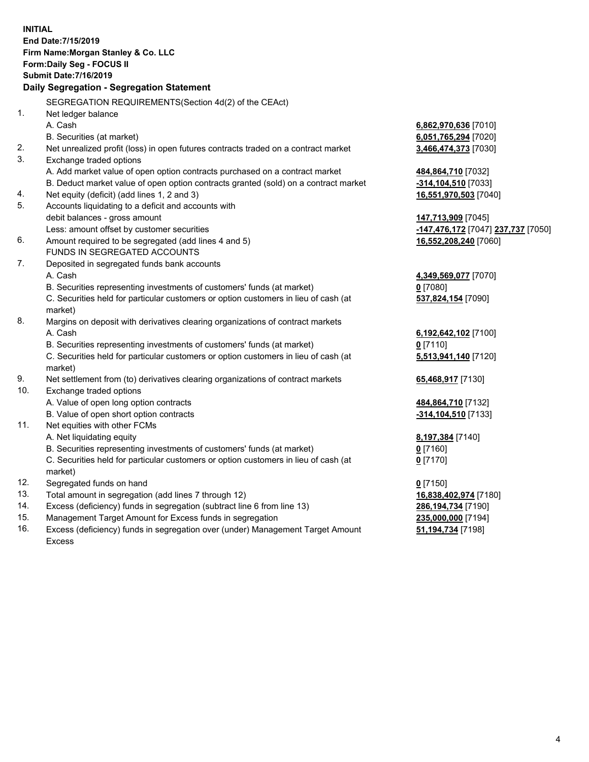**INITIAL**
**End Date:7/15/2019**
**Firm Name:Morgan Stanley & Co. LLC**
**Form:Daily Seg - FOCUS II**
**Submit Date:7/16/2019**

## Daily Segregation - Segregation Statement

| | | |
|---|---|---|
| | SEGREGATION REQUIREMENTS(Section 4d(2) of the CEAct) | |
| 1. | Net ledger balance | |
| | A. Cash | **6,862,970,636** [7010] |
| | B. Securities (at market) | **6,051,765,294** [7020] |
| 2. | Net unrealized profit (loss) in open futures contracts traded on a contract market | **3,466,474,373** [7030] |
| 3. | Exchange traded options | |
| | A. Add market value of open option contracts purchased on a contract market | **484,864,710** [7032] |
| | B. Deduct market value of open option contracts granted (sold) on a contract market | **-314,104,510** [7033] |
| 4. | Net equity (deficit) (add lines 1, 2 and 3) | **16,551,970,503** [7040] |
| 5. | Accounts liquidating to a deficit and accounts with debit balances - gross amount | **147,713,909** [7045] |
| | Less: amount offset by customer securities | **-147,476,172** [7047] **237,737** [7050] |
| 6. | Amount required to be segregated (add lines 4 and 5) | **16,552,208,240** [7060] |
| | FUNDS IN SEGREGATED ACCOUNTS | |
| 7. | Deposited in segregated funds bank accounts | |
| | A. Cash | **4,349,569,077** [7070] |
| | B. Securities representing investments of customers' funds (at market) | **0** [7080] |
| | C. Securities held for particular customers or option customers in lieu of cash (at market) | **537,824,154** [7090] |
| 8. | Margins on deposit with derivatives clearing organizations of contract markets | |
| | A. Cash | **6,192,642,102** [7100] |
| | B. Securities representing investments of customers' funds (at market) | **0** [7110] |
| | C. Securities held for particular customers or option customers in lieu of cash (at market) | **5,513,941,140** [7120] |
| 9. | Net settlement from (to) derivatives clearing organizations of contract markets | **65,468,917** [7130] |
| 10. | Exchange traded options | |
| | A. Value of open long option contracts | **484,864,710** [7132] |
| | B. Value of open short option contracts | **-314,104,510** [7133] |
| 11. | Net equities with other FCMs | |
| | A. Net liquidating equity | **8,197,384** [7140] |
| | B. Securities representing investments of customers' funds (at market) | **0** [7160] |
| | C. Securities held for particular customers or option customers in lieu of cash (at market) | **0** [7170] |
| 12. | Segregated funds on hand | **0** [7150] |
| 13. | Total amount in segregation (add lines 7 through 12) | **16,838,402,974** [7180] |
| 14. | Excess (deficiency) funds in segregation (subtract line 6 from line 13) | **286,194,734** [7190] |
| 15. | Management Target Amount for Excess funds in segregation | **235,000,000** [7194] |
| 16. | Excess (deficiency) funds in segregation over (under) Management Target Amount Excess | **51,194,734** [7198] |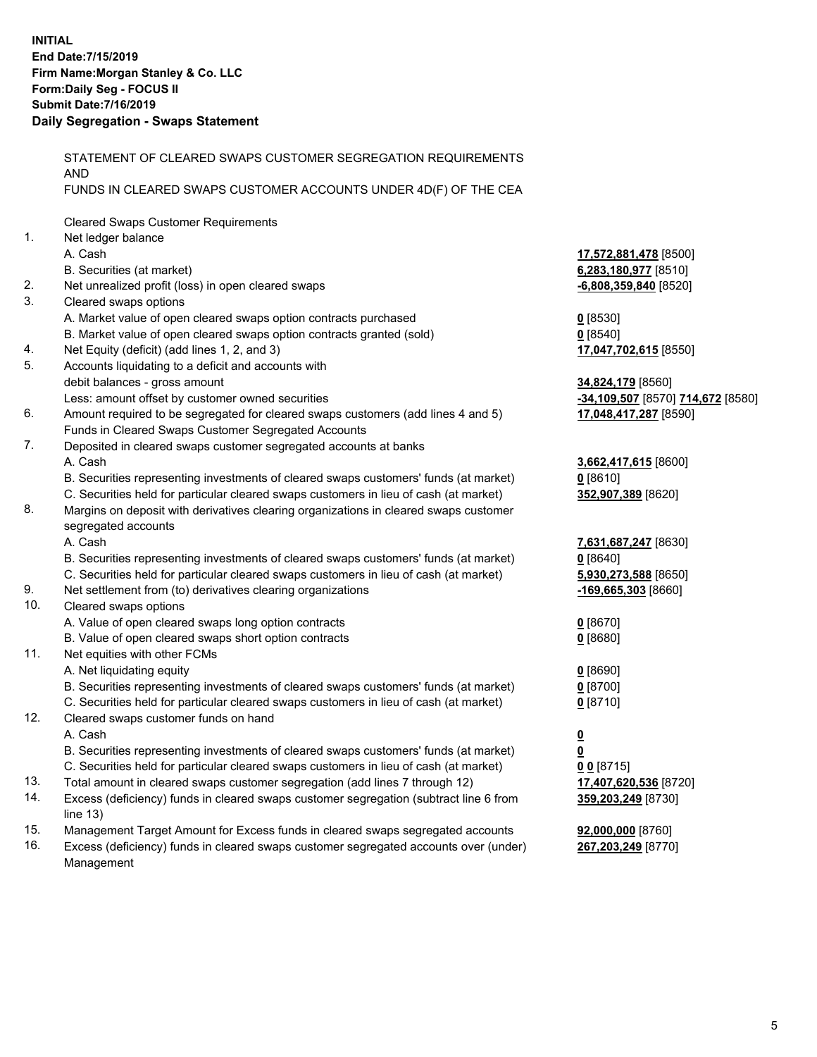**INITIAL**
**End Date:7/15/2019**
**Firm Name:Morgan Stanley & Co. LLC**
**Form:Daily Seg - FOCUS II**
**Submit Date:7/16/2019**
**Daily Segregation - Swaps Statement**

STATEMENT OF CLEARED SWAPS CUSTOMER SEGREGATION REQUIREMENTS AND FUNDS IN CLEARED SWAPS CUSTOMER ACCOUNTS UNDER 4D(F) OF THE CEA

| | | |
|---|---|---|
| | Cleared Swaps Customer Requirements | |
| 1. | Net ledger balance | |
| | A. Cash | 17,572,881,478 [8500] |
| | B. Securities (at market) | 6,283,180,977 [8510] |
| 2. | Net unrealized profit (loss) in open cleared swaps | -6,808,359,840 [8520] |
| 3. | Cleared swaps options | |
| | A. Market value of open cleared swaps option contracts purchased | 0 [8530] |
| | B. Market value of open cleared swaps option contracts granted (sold) | 0 [8540] |
| 4. | Net Equity (deficit) (add lines 1, 2, and 3) | 17,047,702,615 [8550] |
| 5. | Accounts liquidating to a deficit and accounts with debit balances - gross amount | 34,824,179 [8560] |
| | Less: amount offset by customer owned securities | -34,109,507 [8570] 714,672 [8580] |
| 6. | Amount required to be segregated for cleared swaps customers (add lines 4 and 5) | 17,048,417,287 [8590] |
| | Funds in Cleared Swaps Customer Segregated Accounts | |
| 7. | Deposited in cleared swaps customer segregated accounts at banks | |
| | A. Cash | 3,662,417,615 [8600] |
| | B. Securities representing investments of cleared swaps customers' funds (at market) | 0 [8610] |
| | C. Securities held for particular cleared swaps customers in lieu of cash (at market) | 352,907,389 [8620] |
| 8. | Margins on deposit with derivatives clearing organizations in cleared swaps customer segregated accounts | |
| | A. Cash | 7,631,687,247 [8630] |
| | B. Securities representing investments of cleared swaps customers' funds (at market) | 0 [8640] |
| | C. Securities held for particular cleared swaps customers in lieu of cash (at market) | 5,930,273,588 [8650] |
| 9. | Net settlement from (to) derivatives clearing organizations | -169,665,303 [8660] |
| 10. | Cleared swaps options | |
| | A. Value of open cleared swaps long option contracts | 0 [8670] |
| | B. Value of open cleared swaps short option contracts | 0 [8680] |
| 11. | Net equities with other FCMs | |
| | A. Net liquidating equity | 0 [8690] |
| | B. Securities representing investments of cleared swaps customers' funds (at market) | 0 [8700] |
| | C. Securities held for particular cleared swaps customers in lieu of cash (at market) | 0 [8710] |
| 12. | Cleared swaps customer funds on hand | |
| | A. Cash | 0 |
| | B. Securities representing investments of cleared swaps customers' funds (at market) | 0 |
| | C. Securities held for particular cleared swaps customers in lieu of cash (at market) | 0 0 [8715] |
| 13. | Total amount in cleared swaps customer segregation (add lines 7 through 12) | 17,407,620,536 [8720] |
| 14. | Excess (deficiency) funds in cleared swaps customer segregation (subtract line 6 from line 13) | 359,203,249 [8730] |
| 15. | Management Target Amount for Excess funds in cleared swaps segregated accounts | 92,000,000 [8760] |
| 16. | Excess (deficiency) funds in cleared swaps customer segregated accounts over (under) Management | 267,203,249 [8770] |